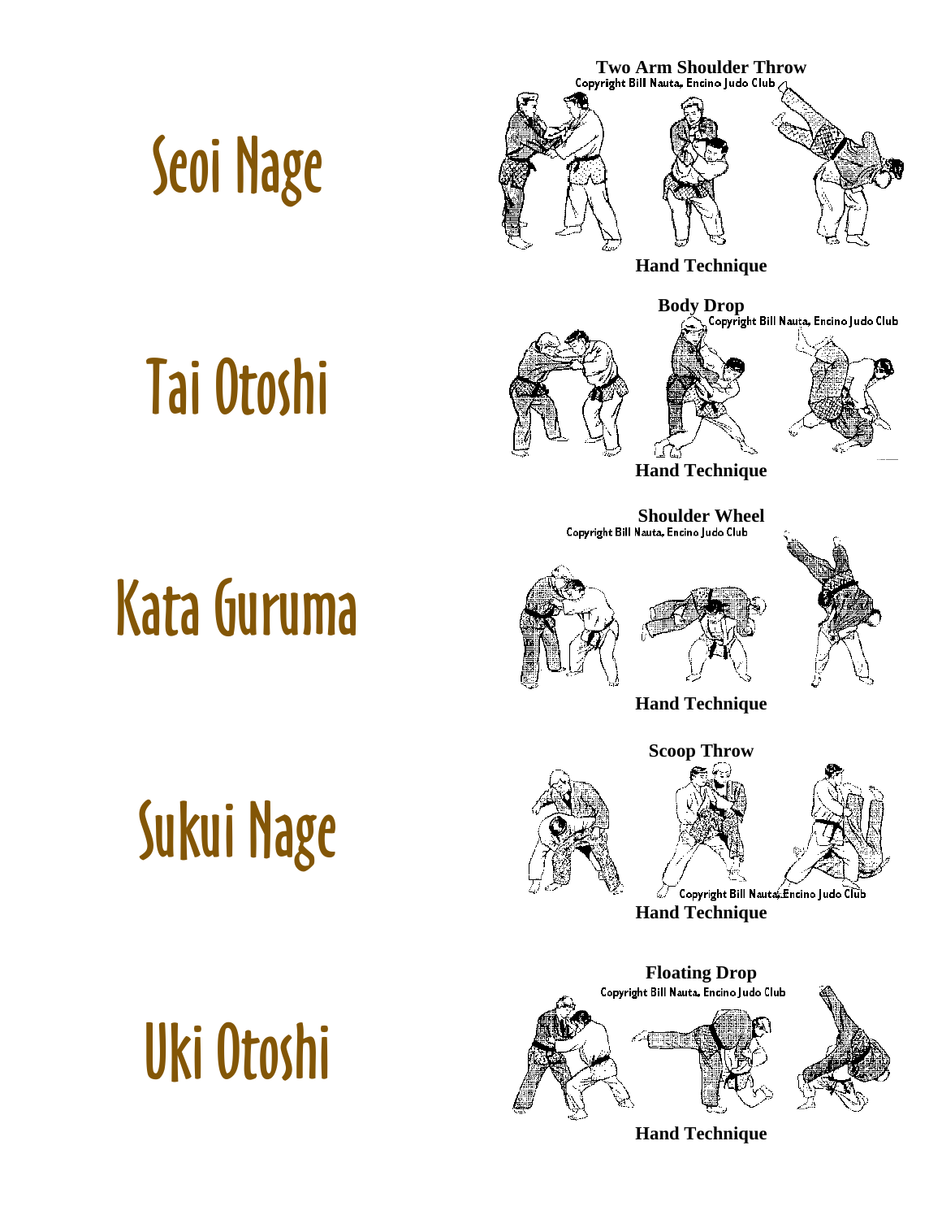# Seoi Nage

**Two Arm Shoulder Throw**

Copyright Bill Nauta, Encino Judo Club

**Hand Technique**

# Tai Otoshi

**Body Drop**

Copyright Bill Nauta, Encino Judo Club

**Hand Technique**

# Kata Guruma

**Shoulder Wheel**

Copyright Bill Nauta, Encino Judo Club

**Hand Technique**

# Sukui Nage

**Scoop Throw**

Copyright Bill Nauta, Encino Judo Club

**Hand Technique**

# Uki Otoshi

**Floating Drop**

Copyright Bill Nauta, Encino Judo Club

**Hand Technique**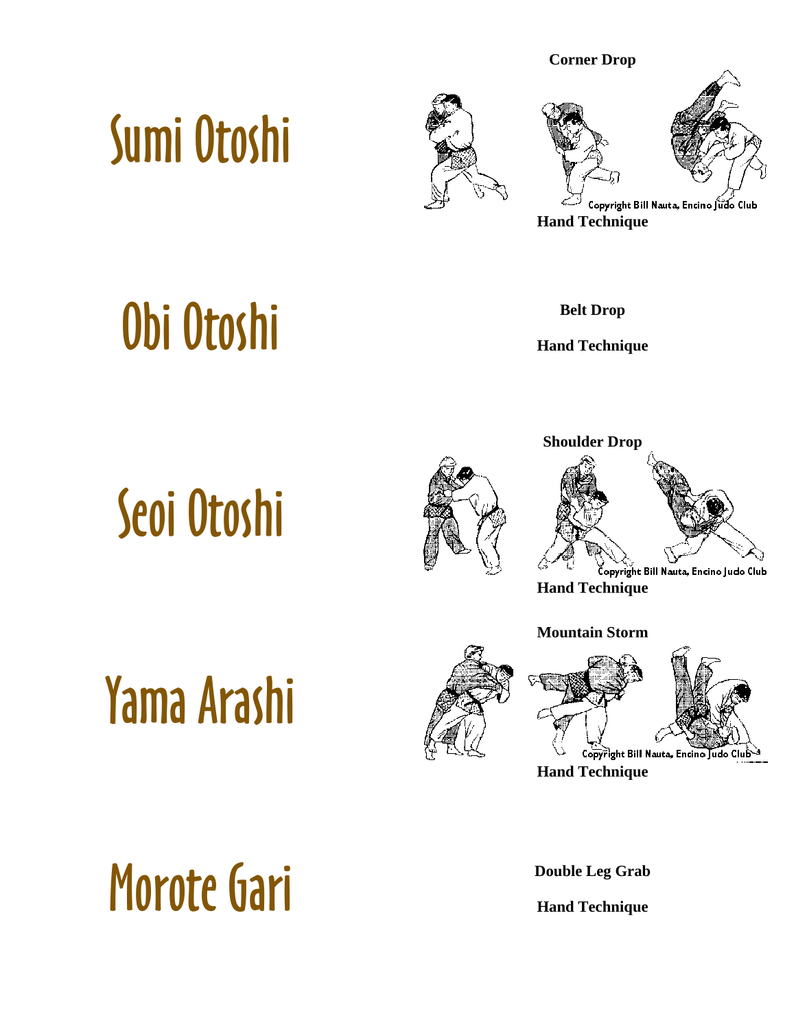# Sumi Otoshi

**Corner Drop**

Copyright Bill Nauta, Encino Judo Club

**Hand Technique**

# Obi Otoshi

**Belt Drop**

**Hand Technique**

# Seoi Otoshi

**Shoulder Drop**

Copyright Bill Nauta, Encino Judo Club

**Hand Technique**

# Yama Arashi

**Mountain Storm**

Copyright Bill Nauta, Encino Judo Club

**Hand Technique**

# Morote Gari

**Double Leg Grab**

**Hand Technique**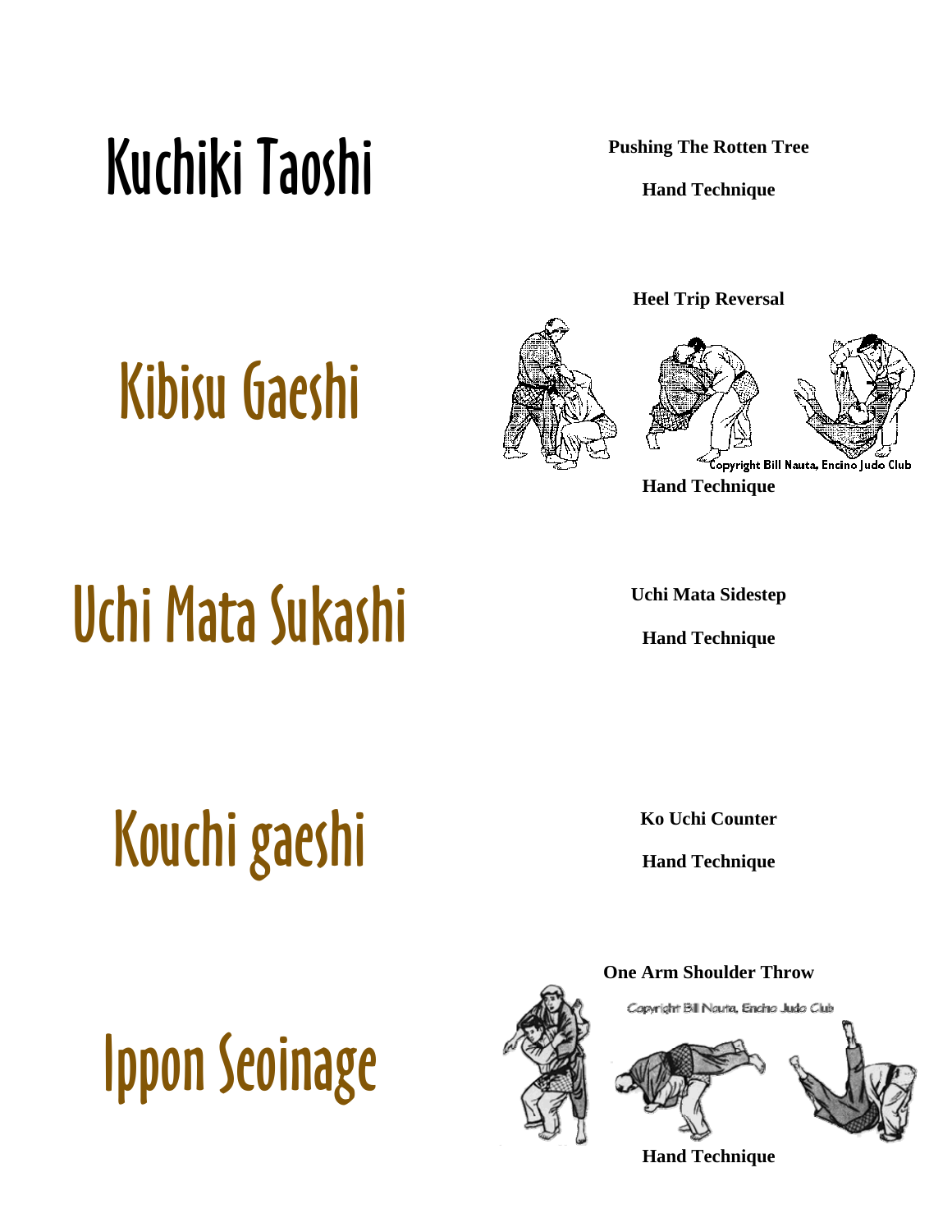# Kuchiki Taoshi

**Pushing The Rotten Tree**

**Hand Technique**

# Kibisu Gaeshi

**Heel Trip Reversal**

Copyright Bill Nauta, Encino Judo Club

**Hand Technique**

# Uchi Mata Sukashi

**Uchi Mata Sidestep**

**Hand Technique**

# Kouchi gaeshi

**Ko Uchi Counter**

**Hand Technique**

# Ippon Seoinage

**One Arm Shoulder Throw**

Copyright Bill Nauta, Encino Judo Club

**Hand Technique**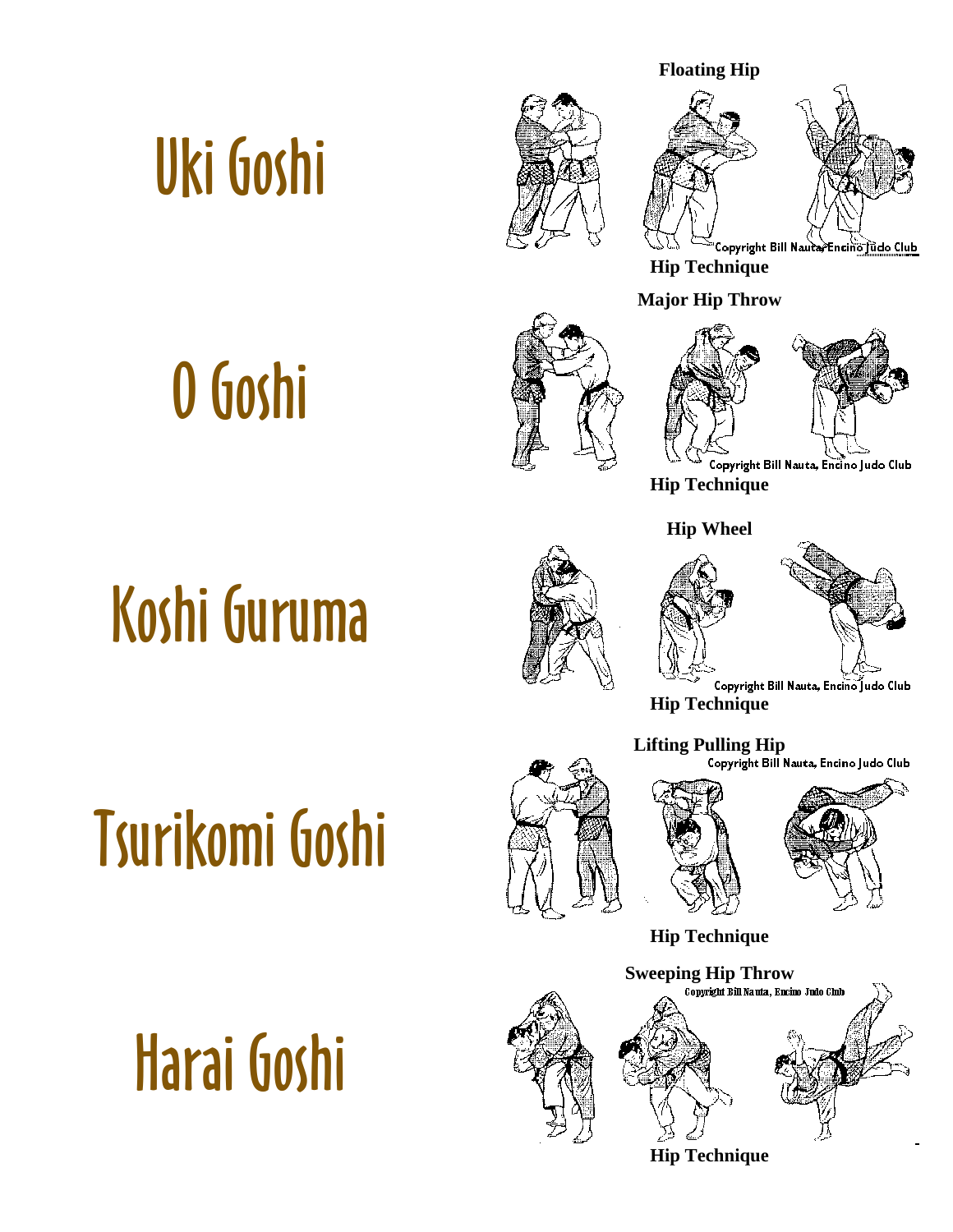# Uki Goshi

**Floating Hip**

Copyright Bill Nauta, Encino Judo Club

**Hip Technique**

# O Goshi

**Major Hip Throw**

Copyright Bill Nauta, Encino Judo Club

**Hip Technique**

# Koshi Guruma

**Hip Wheel**

Copyright Bill Nauta, Encino Judo Club

**Hip Technique**

# Tsurikomi Goshi

**Lifting Pulling Hip**

Copyright Bill Nauta, Encino Judo Club

**Hip Technique**

# Harai Goshi

**Sweeping Hip Throw**

Copyright Bill Nauta, Encino Judo Club

**Hip Technique**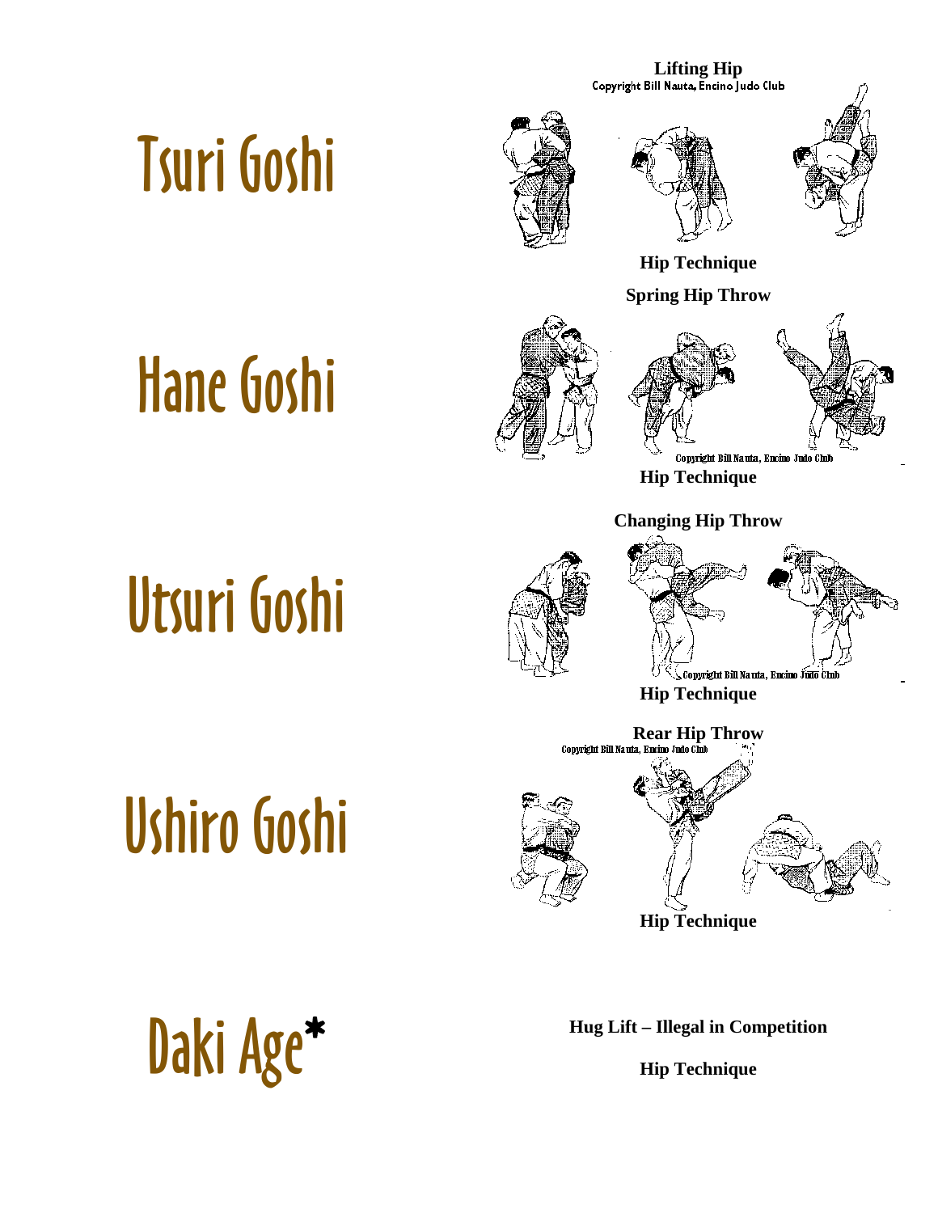# Tsuri Goshi

**Lifting Hip**

Copyright Bill Nauta, Encino Judo Club

**Hip Technique**

# Hane Goshi

**Spring Hip Throw**

Copyright Bill Nauta, Encino Judo Club

**Hip Technique**

# Utsuri Goshi

**Changing Hip Throw**

Copyright Bill Nauta, Encino Judo Club

**Hip Technique**

# Ushiro Goshi

**Rear Hip Throw**

Copyright Bill Nauta, Encino Judo Club

**Hip Technique**

# Daki Age*

**Hug Lift – Illegal in Competition**

**Hip Technique**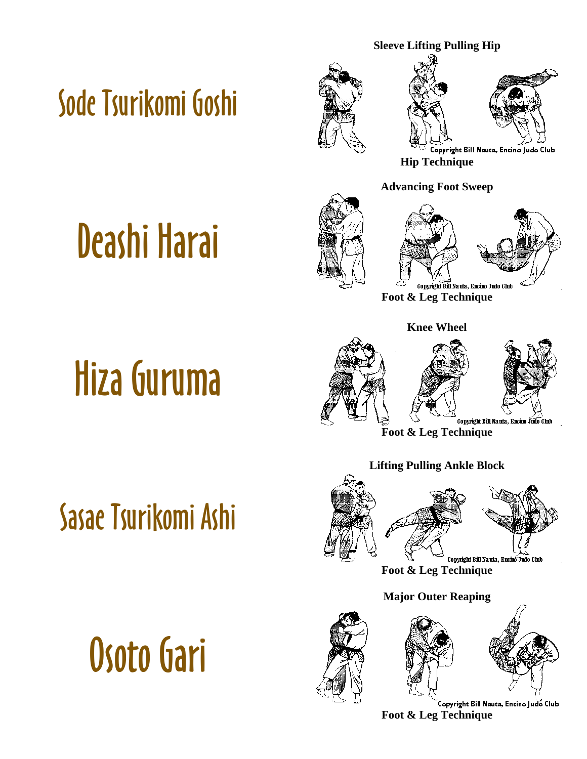## Sode Tsurikomi Goshi

**Sleeve Lifting Pulling Hip**

Copyright Bill Nauta, Encino Judo Club

**Hip Technique**

## Deashi Harai

**Advancing Foot Sweep**

Copyright Bill Nauta, Encino Judo Club

**Foot & Leg Technique**

## Hiza Guruma

**Knee Wheel**

Copyright Bill Nauta, Encino Judo Club

**Foot & Leg Technique**

## Sasae Tsurikomi Ashi

**Lifting Pulling Ankle Block**

Copyright Bill Nauta, Encino Judo Club

**Foot & Leg Technique**

## Osoto Gari

**Major Outer Reaping**

Copyright Bill Nauta, Encino Judo Club

**Foot & Leg Technique**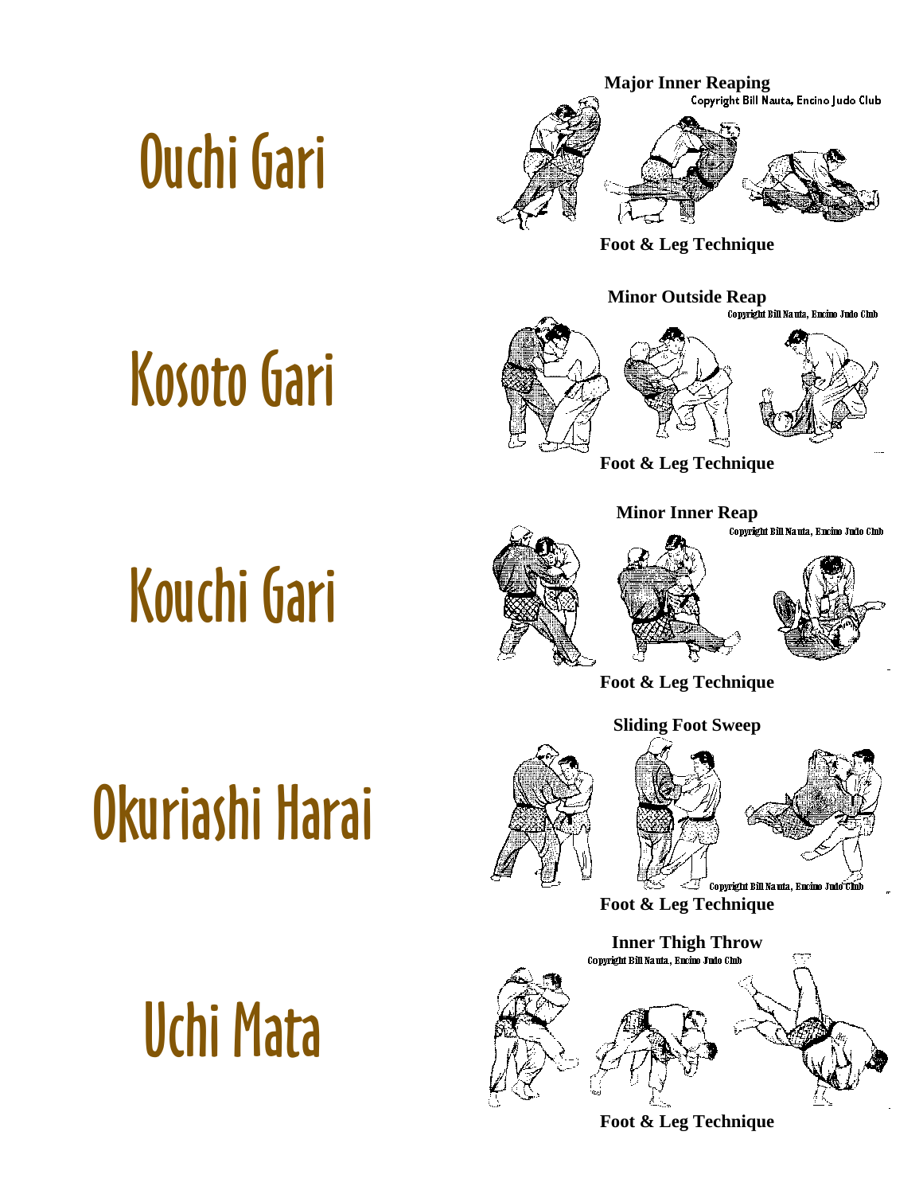# Ouchi Gari

**Major Inner Reaping**

Copyright Bill Nauta, Encino Judo Club

**Foot & Leg Technique**

# Kosoto Gari

**Minor Outside Reap**

Copyright Bill Nauta, Encino Judo Club

**Foot & Leg Technique**

# Kouchi Gari

**Minor Inner Reap**

Copyright Bill Nauta, Encino Judo Club

**Foot & Leg Technique**

# Okuriashi Harai

**Sliding Foot Sweep**

Copyright Bill Nauta, Encino Judo Club

**Foot & Leg Technique**

# Uchi Mata

**Inner Thigh Throw**

Copyright Bill Nauta, Encino Judo Club

**Foot & Leg Technique**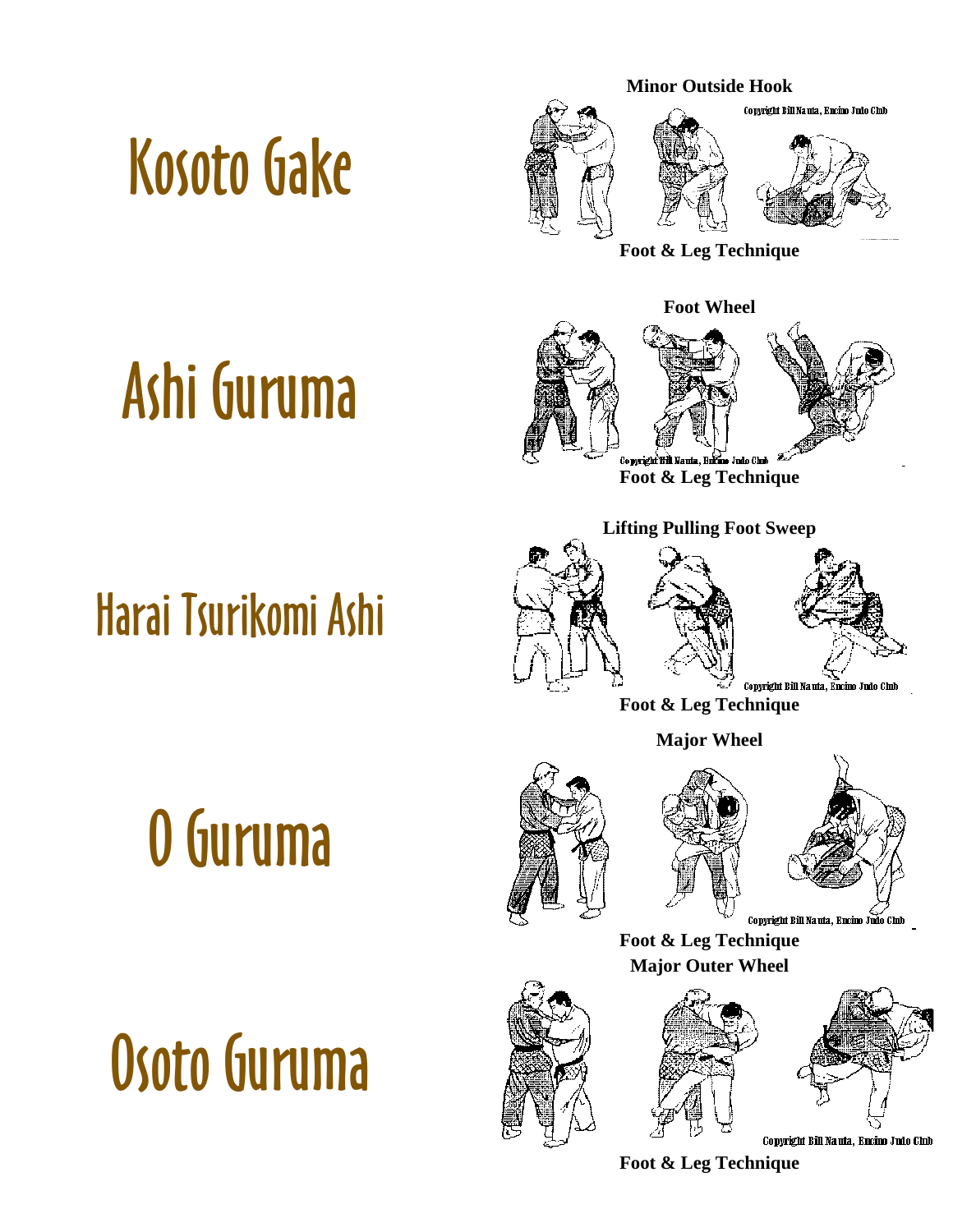# Kosoto Gake

**Minor Outside Hook**

Copyright Bill Nauta, Encino Judo Club

**Foot & Leg Technique**

# Ashi Guruma

**Foot Wheel**

Copyright Bill Nauta, Encino Judo Club

**Foot & Leg Technique**

# Harai Tsurikomi Ashi

**Lifting Pulling Foot Sweep**

Copyright Bill Nauta, Encino Judo Club

**Foot & Leg Technique**

# O Guruma

**Major Wheel**

Copyright Bill Nauta, Encino Judo Club

**Foot & Leg Technique**

# Osoto Guruma

**Major Outer Wheel**

Copyright Bill Nauta, Encino Judo Club

**Foot & Leg Technique**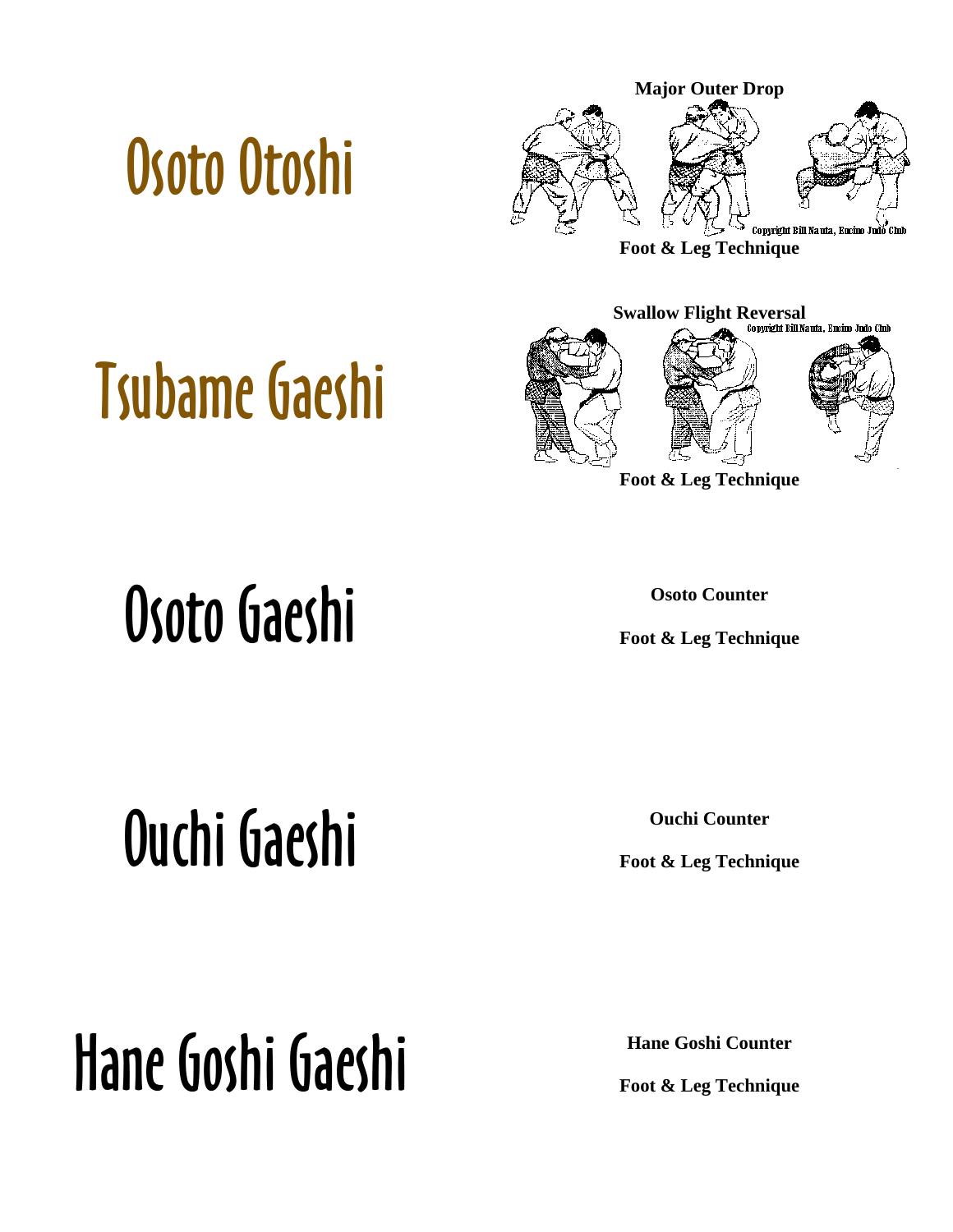# Osoto Otoshi

**Major Outer Drop**

Copyright Bill Nauta, Encino Judo Club

**Foot & Leg Technique**

# Tsubame Gaeshi

**Swallow Flight Reversal**

Copyright Bill Nauta, Encino Judo Club

**Foot & Leg Technique**

# Osoto Gaeshi

**Osoto Counter**

**Foot & Leg Technique**

# Ouchi Gaeshi

**Ouchi Counter**

**Foot & Leg Technique**

# Hane Goshi Gaeshi

**Hane Goshi Counter**

**Foot & Leg Technique**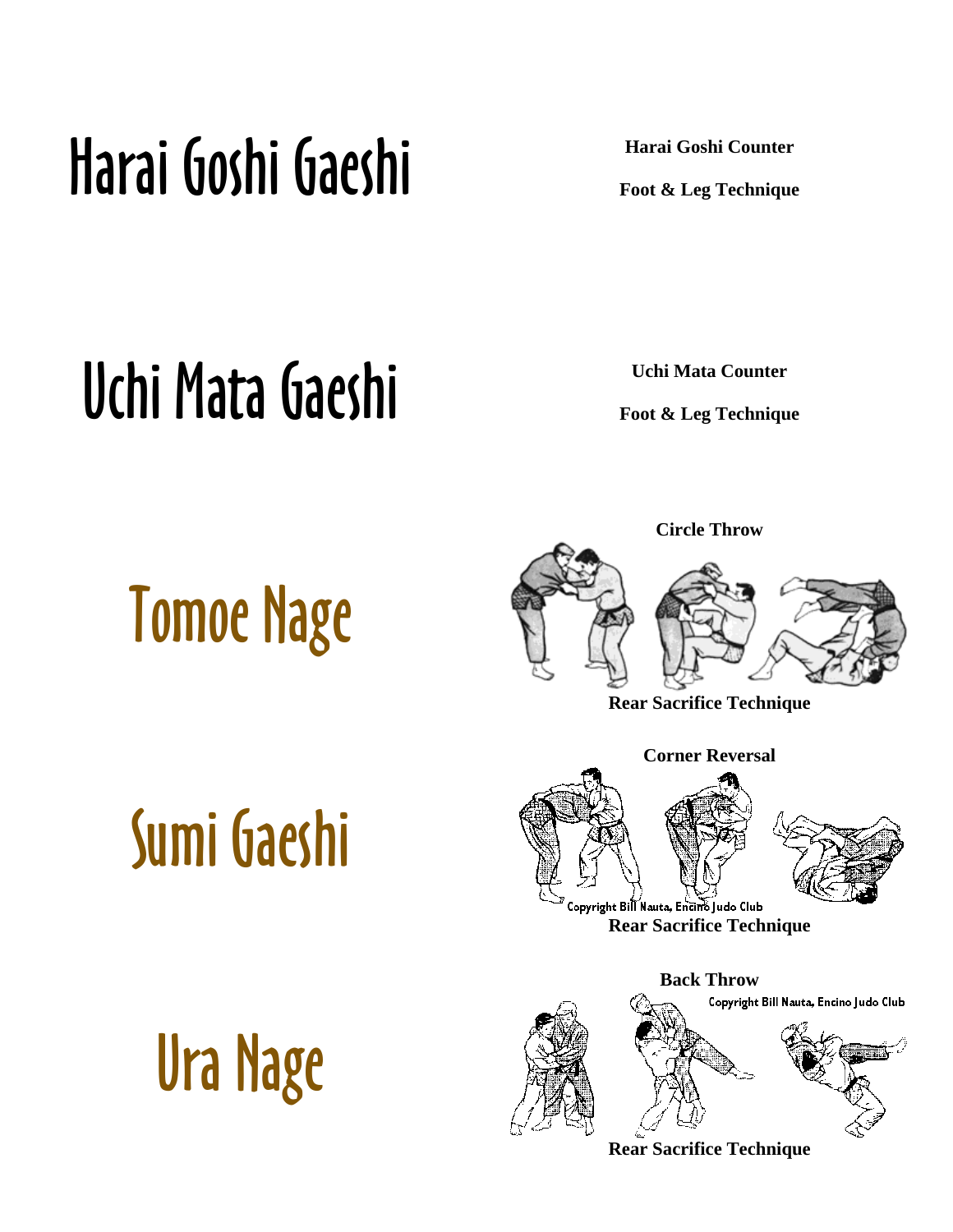# Harai Goshi Gaeshi

**Harai Goshi Counter**

**Foot & Leg Technique**

# Uchi Mata Gaeshi

**Uchi Mata Counter**

**Foot & Leg Technique**

# Tomoe Nage

**Circle Throw**

**Rear Sacrifice Technique**

# Sumi Gaeshi

**Corner Reversal**

Copyright Bill Nauta, Encino Judo Club

**Rear Sacrifice Technique**

# Ura Nage

**Back Throw**

Copyright Bill Nauta, Encino Judo Club

**Rear Sacrifice Technique**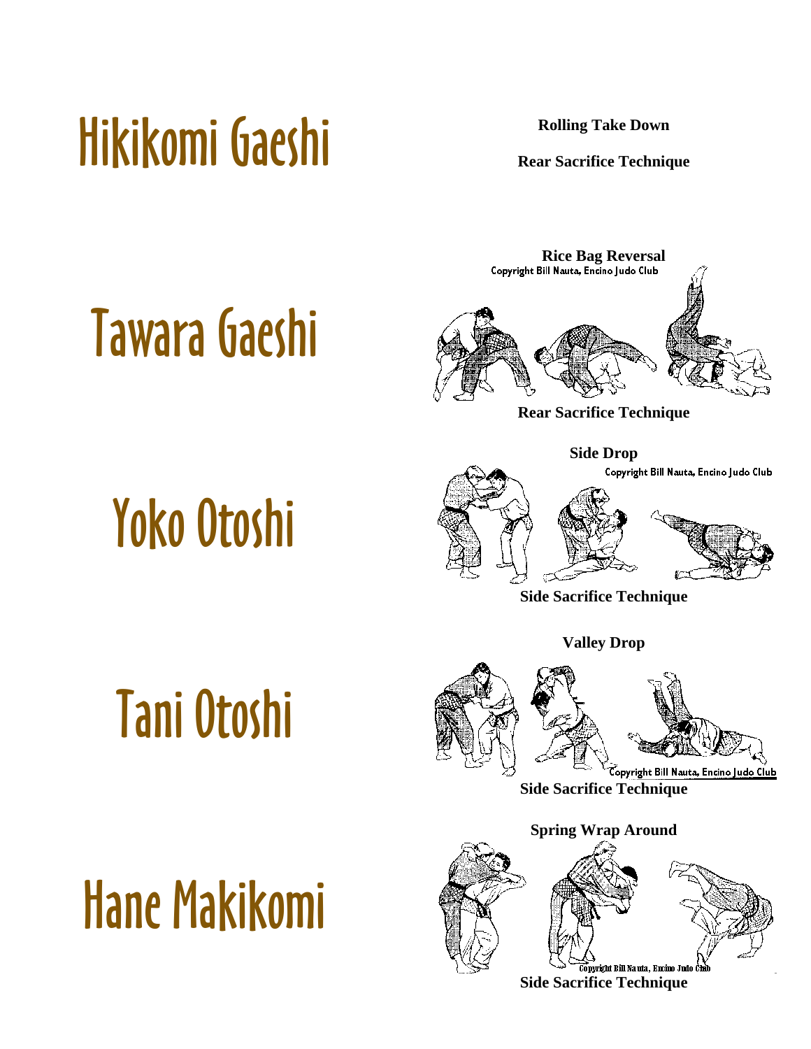# Hikikomi Gaeshi

**Rolling Take Down**

**Rear Sacrifice Technique**

# Tawara Gaeshi

**Rice Bag Reversal**

Copyright Bill Nauta, Encino Judo Club

**Rear Sacrifice Technique**

# Yoko Otoshi

**Side Drop**

Copyright Bill Nauta, Encino Judo Club

**Side Sacrifice Technique**

# Tani Otoshi

**Valley Drop**

Copyright Bill Nauta, Encino Judo Club

**Side Sacrifice Technique**

# Hane Makikomi

**Spring Wrap Around**

Copyright Bill Nauta, Encino Judo Club

**Side Sacrifice Technique**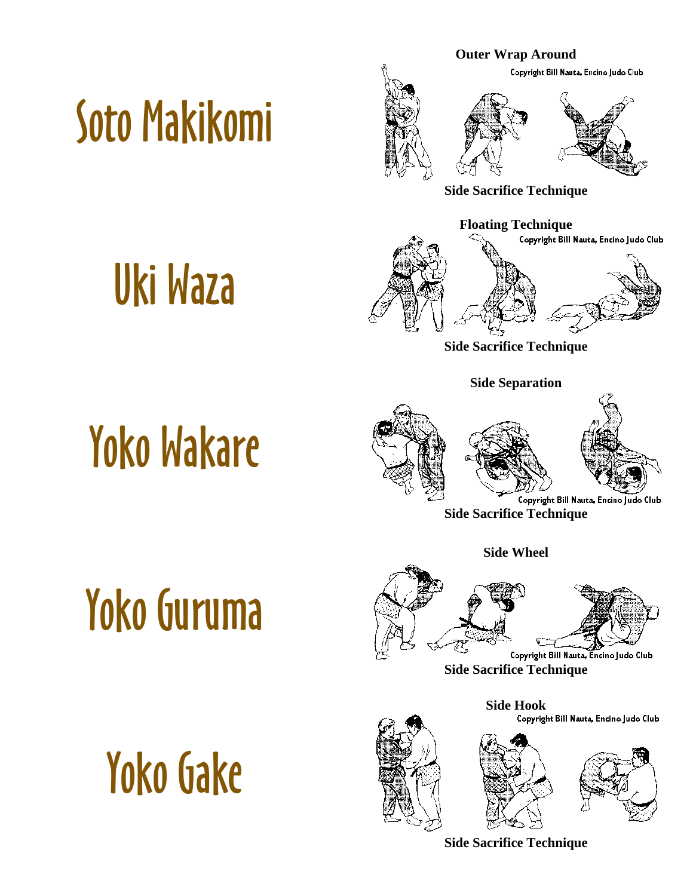# Soto Makikomi

**Outer Wrap Around**

Copyright Bill Nauta, Encino Judo Club

**Side Sacrifice Technique**

# Uki Waza

**Floating Technique**

Copyright Bill Nauta, Encino Judo Club

**Side Sacrifice Technique**

# Yoko Wakare

**Side Separation**

Copyright Bill Nauta, Encino Judo Club

**Side Sacrifice Technique**

# Yoko Guruma

**Side Wheel**

Copyright Bill Nauta, Encino Judo Club

**Side Sacrifice Technique**

# Yoko Gake

**Side Hook**

Copyright Bill Nauta, Encino Judo Club

**Side Sacrifice Technique**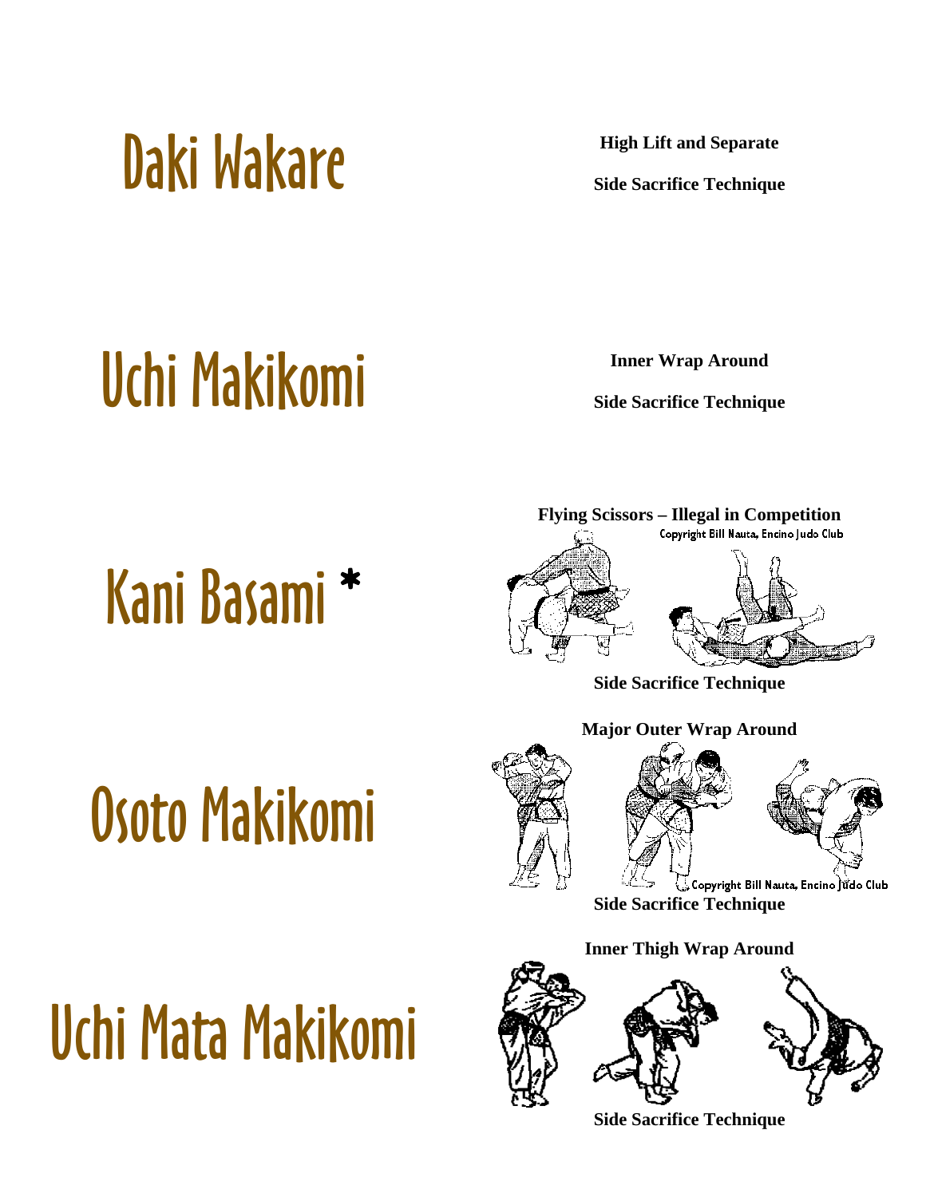# Daki Wakare

**High Lift and Separate**

**Side Sacrifice Technique**

# Uchi Makikomi

**Inner Wrap Around**

**Side Sacrifice Technique**

# Kani Basami *

**Flying Scissors – Illegal in Competition**

Copyright Bill Nauta, Encino Judo Club

**Side Sacrifice Technique**

# Osoto Makikomi

**Major Outer Wrap Around**

Copyright Bill Nauta, Encino Judo Club

**Side Sacrifice Technique**

# Uchi Mata Makikomi

**Inner Thigh Wrap Around**

**Side Sacrifice Technique**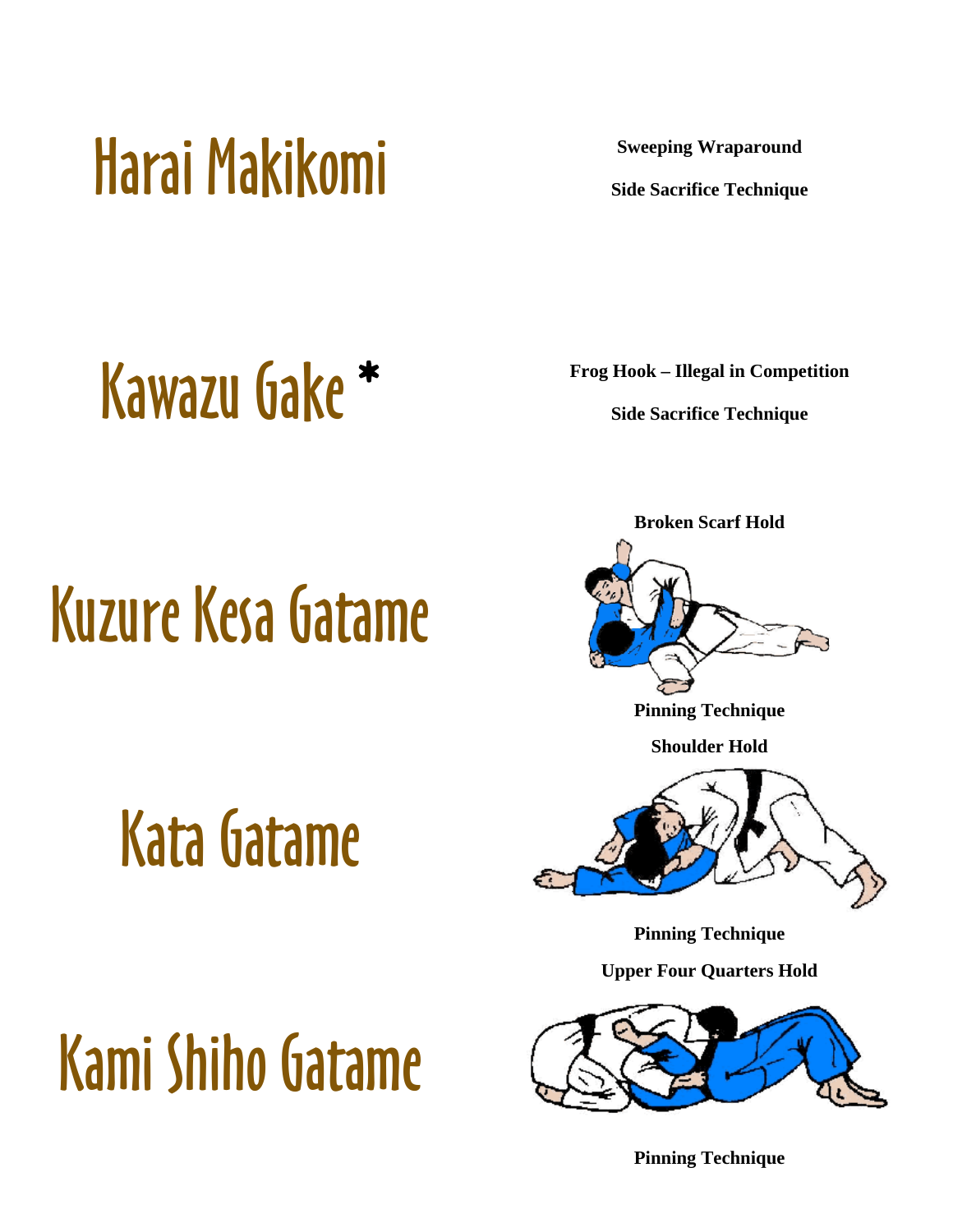## Harai Makikomi

**Sweeping Wraparound**

**Side Sacrifice Technique**

## Kawazu Gake *

**Frog Hook – Illegal in Competition**

**Side Sacrifice Technique**

## Kuzure Kesa Gatame

**Broken Scarf Hold**

**Pinning Technique**

## Kata Gatame

**Shoulder Hold**

**Pinning Technique**

## Kami Shiho Gatame

**Upper Four Quarters Hold**

**Pinning Technique**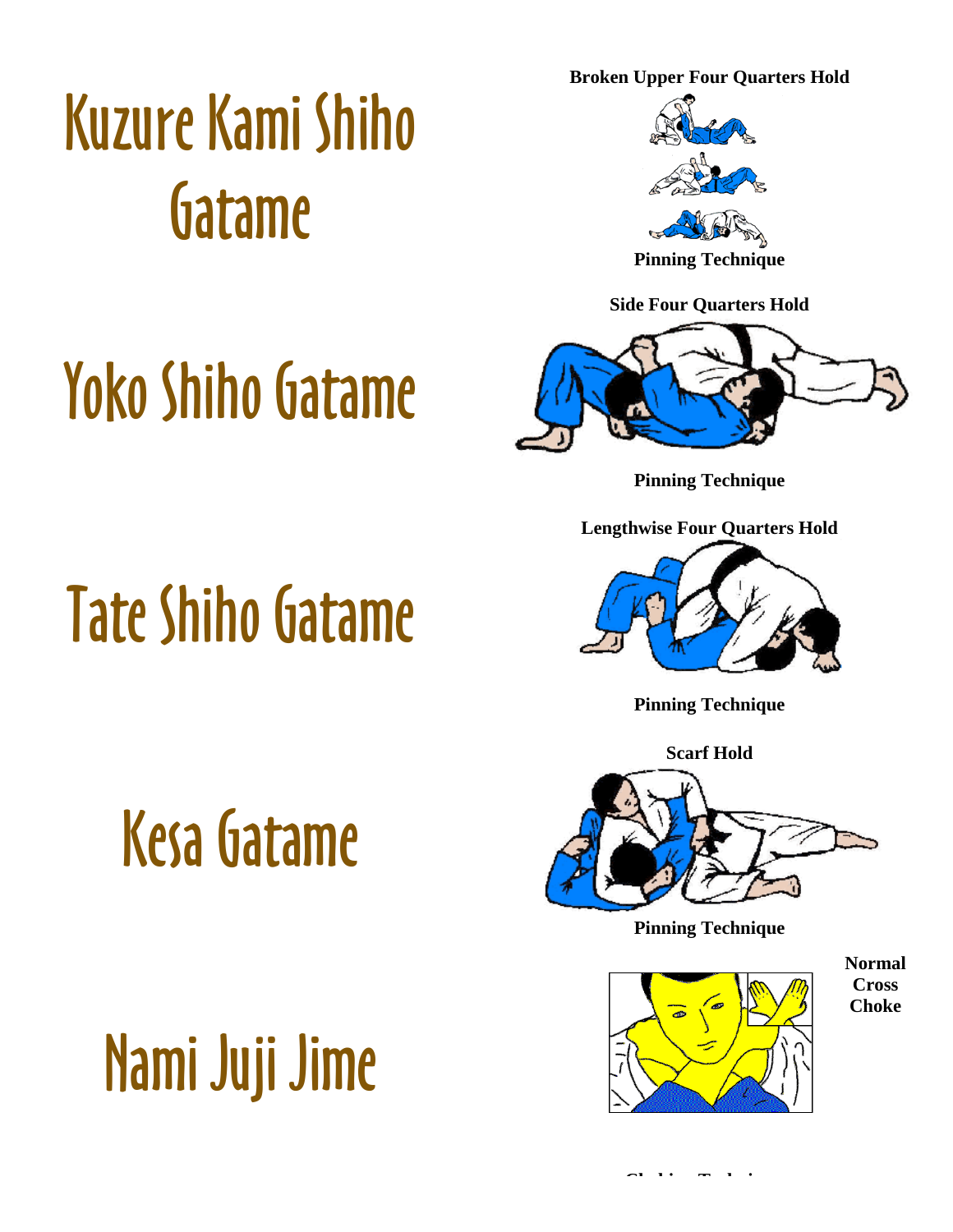# Kuzure Kami Shiho Gatame

**Broken Upper Four Quarters Hold**

**Pinning Technique**

# Yoko Shiho Gatame

**Side Four Quarters Hold**

**Pinning Technique**

# Tate Shiho Gatame

**Lengthwise Four Quarters Hold**

**Pinning Technique**

# Kesa Gatame

**Scarf Hold**

**Pinning Technique**

# Nami Juji Jime

**Normal Cross Choke**

**Choking Technique**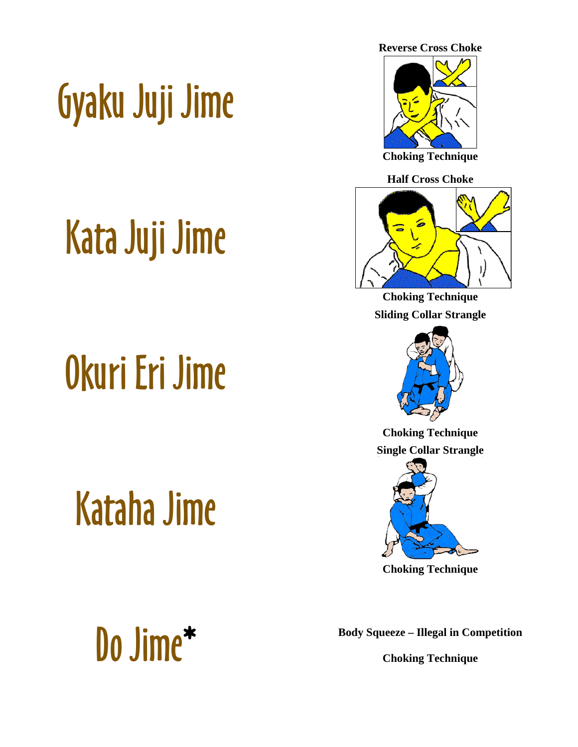## Gyaku Juji Jime

**Reverse Cross Choke**

**Choking Technique**

## Kata Juji Jime

**Half Cross Choke**

**Choking Technique**

## Okuri Eri Jime

**Sliding Collar Strangle**

**Choking Technique**

## Kataha Jime

**Single Collar Strangle**

**Choking Technique**

## Do Jime*

**Body Squeeze – Illegal in Competition**

**Choking Technique**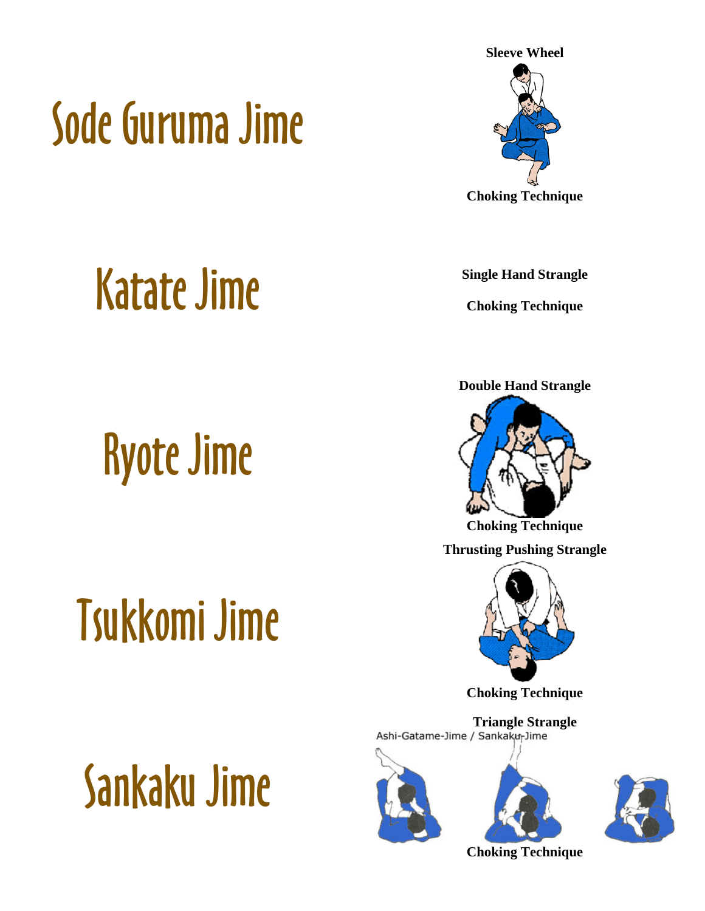# Sode Guruma Jime

**Sleeve Wheel**

**Choking Technique**

# Katate Jime

**Single Hand Strangle**

**Choking Technique**

# Ryote Jime

**Double Hand Strangle**

**Choking Technique**

# Tsukkomi Jime

**Thrusting Pushing Strangle**

**Choking Technique**

# Sankaku Jime

**Triangle Strangle**

Ashi-Gatame-Jime / Sankaku-Jime

**Choking Technique**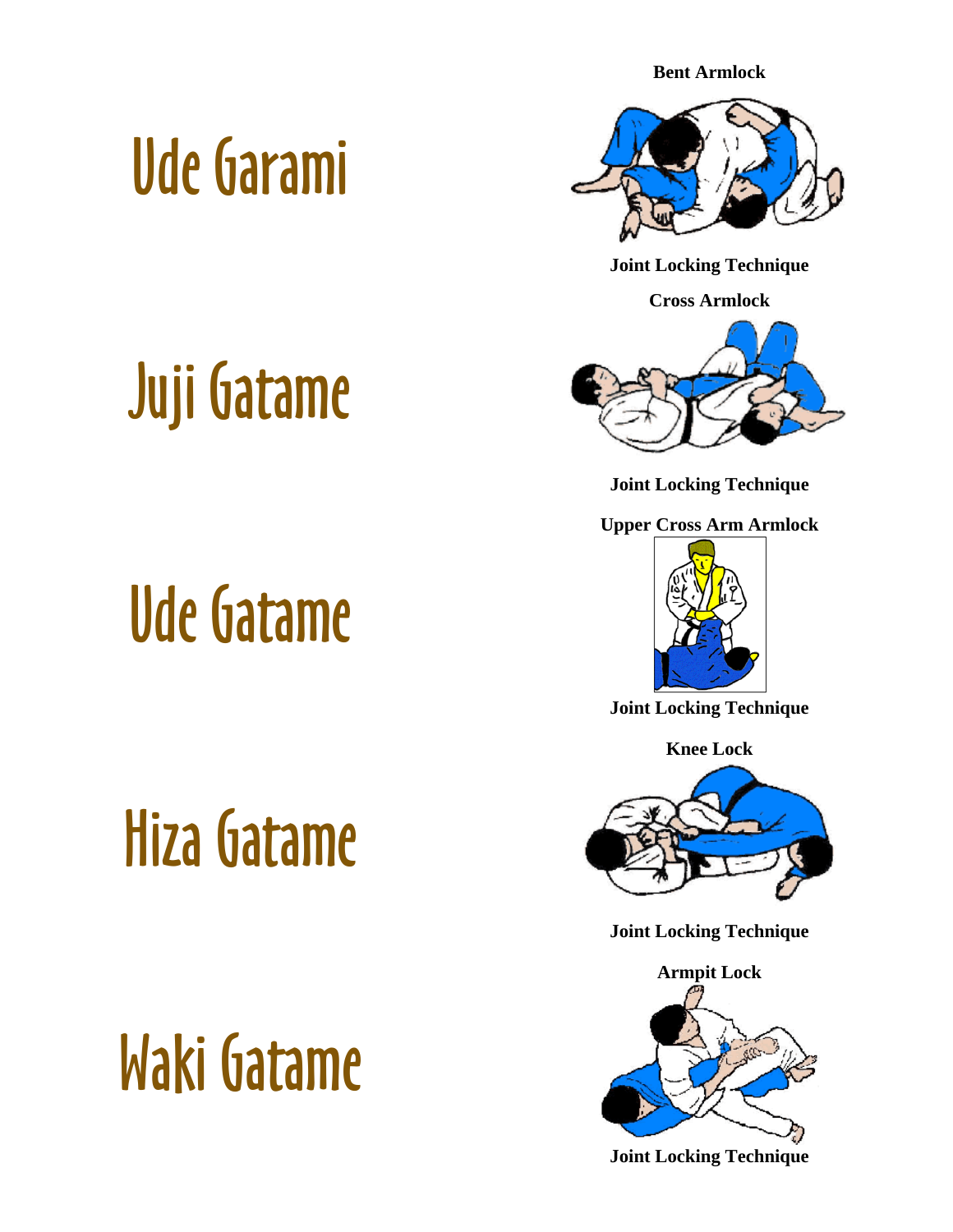# Ude Garami

**Bent Armlock**

**Joint Locking Technique**

# Juji Gatame

**Cross Armlock**

**Joint Locking Technique**

# Ude Gatame

**Upper Cross Arm Armlock**

**Joint Locking Technique**

# Hiza Gatame

**Knee Lock**

**Joint Locking Technique**

# Waki Gatame

**Armpit Lock**

**Joint Locking Technique**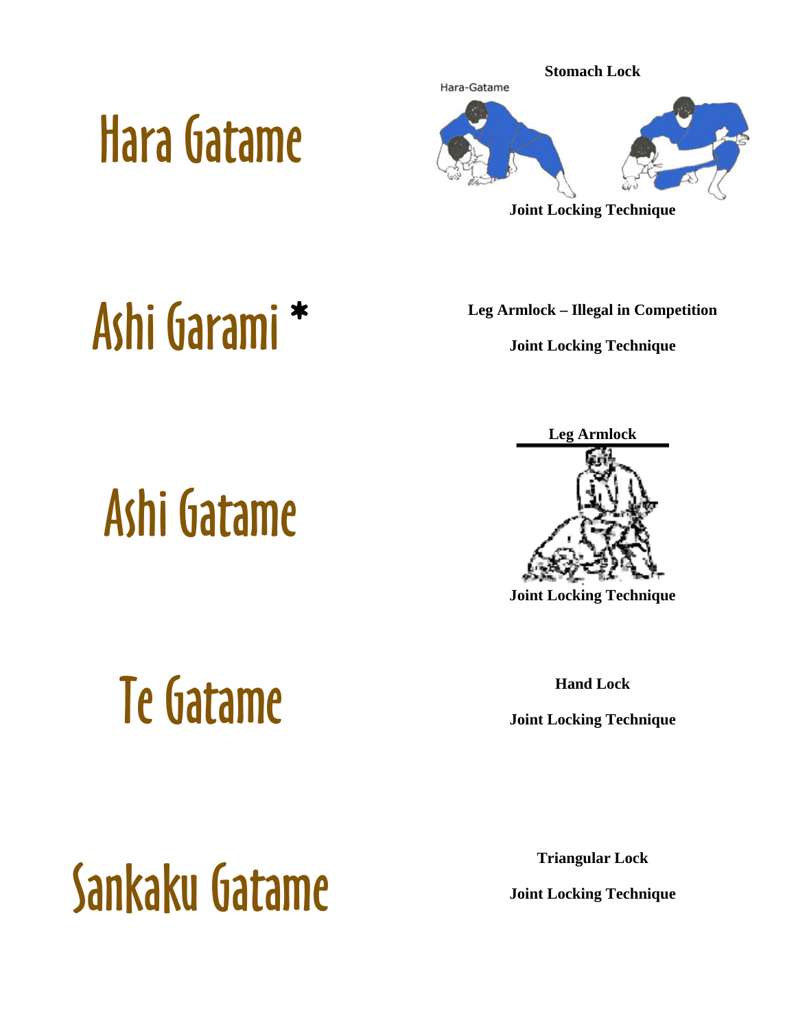## Hara Gatame

**Stomach Lock**

Hara-Gatame

**Joint Locking Technique**

## Ashi Garami *

**Leg Armlock – Illegal in Competition**

**Joint Locking Technique**

## Ashi Gatame

**Leg Armlock**

**Joint Locking Technique**

## Te Gatame

**Hand Lock**

**Joint Locking Technique**

## Sankaku Gatame

**Triangular Lock**

**Joint Locking Technique**